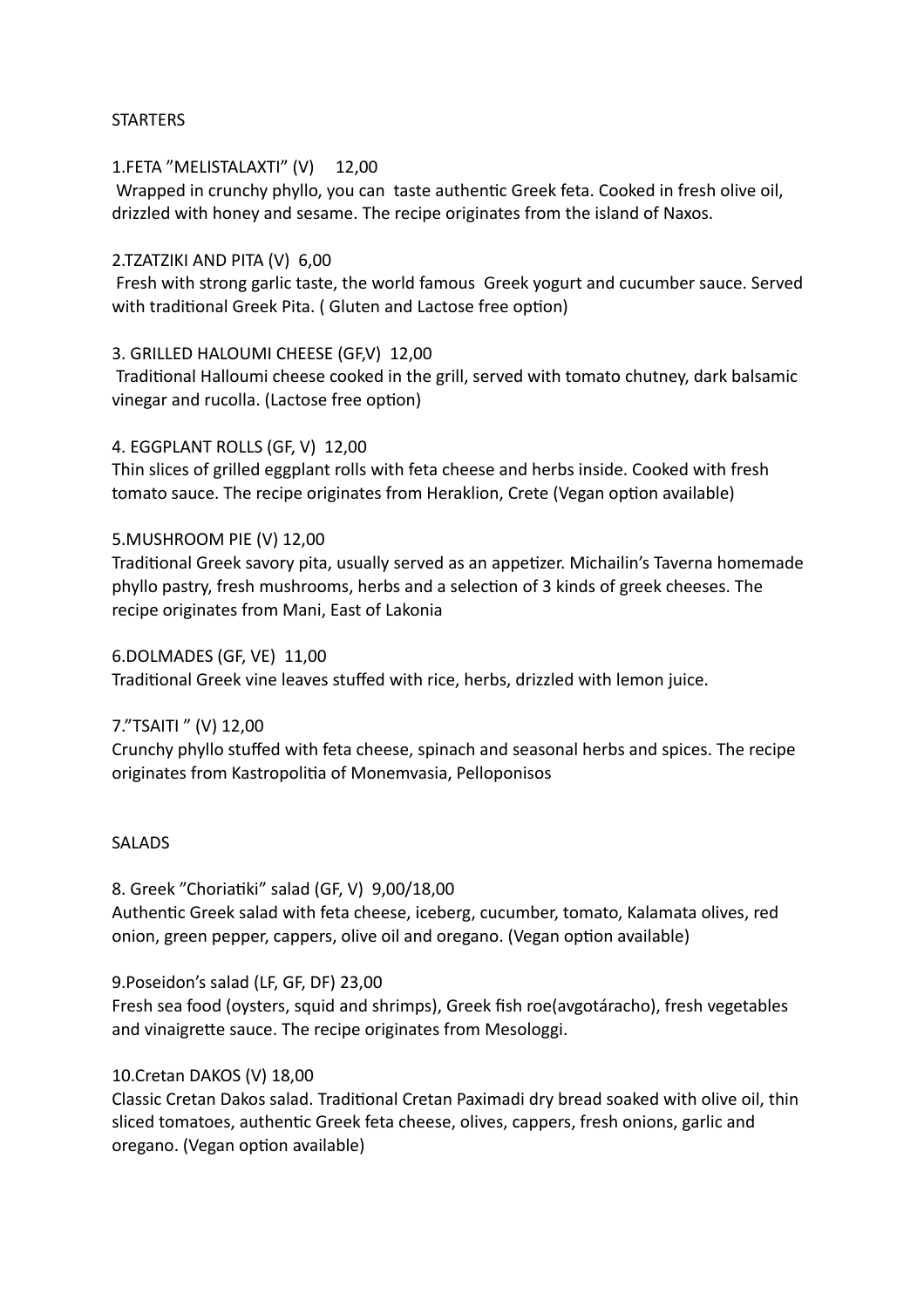## STARTERS

1.FETA ”MELISTALAXTI” (V) 12,00
Wrapped in crunchy phyllo, you can taste authentic Greek feta. Cooked in fresh olive oil, drizzled with honey and sesame. The recipe originates from the island of Naxos.

2.TZATZIKI AND PITA (V) 6,00
Fresh with strong garlic taste, the world famous Greek yogurt and cucumber sauce. Served with traditional Greek Pita. ( Gluten and Lactose free option)

3. GRILLED HALOUMI CHEESE (GF,V) 12,00
Traditional Halloumi cheese cooked in the grill, served with tomato chutney, dark balsamic vinegar and rucolla. (Lactose free option)

4. EGGPLANT ROLLS (GF, V) 12,00
Thin slices of grilled eggplant rolls with feta cheese and herbs inside. Cooked with fresh tomato sauce. The recipe originates from Heraklion, Crete (Vegan option available)

5.MUSHROOM PIE (V) 12,00
Traditional Greek savory pita, usually served as an appetizer. Michailin's Taverna homemade phyllo pastry, fresh mushrooms, herbs and a selection of 3 kinds of greek cheeses. The recipe originates from Mani, East of Lakonia

6.DOLMADES (GF, VE) 11,00
Traditional Greek vine leaves stuffed with rice, herbs, drizzled with lemon juice.

7.”TSAITI ” (V) 12,00
Crunchy phyllo stuffed with feta cheese, spinach and seasonal herbs and spices. The recipe originates from Kastropolitia of Monemvasia, Pelloponisos

## SALADS

8. Greek ”Choriatiki” salad (GF, V) 9,00/18,00
Authentic Greek salad with feta cheese, iceberg, cucumber, tomato, Kalamata olives, red onion, green pepper, cappers, olive oil and oregano. (Vegan option available)

9.Poseidon's salad (LF, GF, DF) 23,00
Fresh sea food (oysters, squid and shrimps), Greek fish roe(avgotáracho), fresh vegetables and vinaigrette sauce. The recipe originates from Mesologgi.

10.Cretan DAKOS (V) 18,00
Classic Cretan Dakos salad. Traditional Cretan Paximadi dry bread soaked with olive oil, thin sliced tomatoes, authentic Greek feta cheese, olives, cappers, fresh onions, garlic and oregano. (Vegan option available)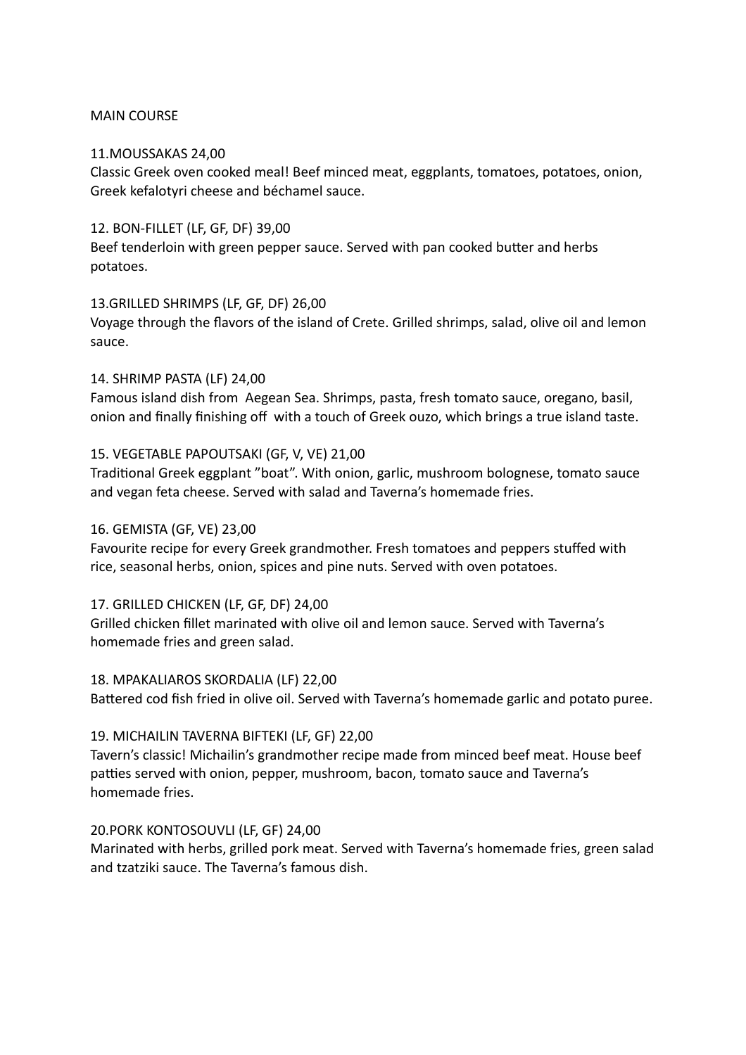## MAIN COURSE

**11.MOUSSAKAS 24,00**
Classic Greek oven cooked meal! Beef minced meat, eggplants, tomatoes, potatoes, onion, Greek kefalotyri cheese and béchamel sauce.

**12. BON-FILLET (LF, GF, DF) 39,00**
Beef tenderloin with green pepper sauce. Served with pan cooked butter and herbs potatoes.

**13.GRILLED SHRIMPS (LF, GF, DF) 26,00**
Voyage through the flavors of the island of Crete. Grilled shrimps, salad, olive oil and lemon sauce.

**14. SHRIMP PASTA (LF) 24,00**
Famous island dish from Aegean Sea. Shrimps, pasta, fresh tomato sauce, oregano, basil, onion and finally finishing off with a touch of Greek ouzo, which brings a true island taste.

**15. VEGETABLE PAPOUTSAKI (GF, V, VE) 21,00**
Traditional Greek eggplant "boat". With onion, garlic, mushroom bolognese, tomato sauce and vegan feta cheese. Served with salad and Taverna's homemade fries.

**16. GEMISTA (GF, VE) 23,00**
Favourite recipe for every Greek grandmother. Fresh tomatoes and peppers stuffed with rice, seasonal herbs, onion, spices and pine nuts. Served with oven potatoes.

**17. GRILLED CHICKEN (LF, GF, DF) 24,00**
Grilled chicken fillet marinated with olive oil and lemon sauce. Served with Taverna's homemade fries and green salad.

**18. MPAKALIAROS SKORDALIA (LF) 22,00**
Battered cod fish fried in olive oil. Served with Taverna's homemade garlic and potato puree.

**19. MICHAILIN TAVERNA BIFTEKI (LF, GF) 22,00**
Tavern's classic! Michailin's grandmother recipe made from minced beef meat. House beef patties served with onion, pepper, mushroom, bacon, tomato sauce and Taverna's homemade fries.

**20.PORK KONTOSOUVLI (LF, GF) 24,00**
Marinated with herbs, grilled pork meat. Served with Taverna's homemade fries, green salad and tzatziki sauce. The Taverna's famous dish.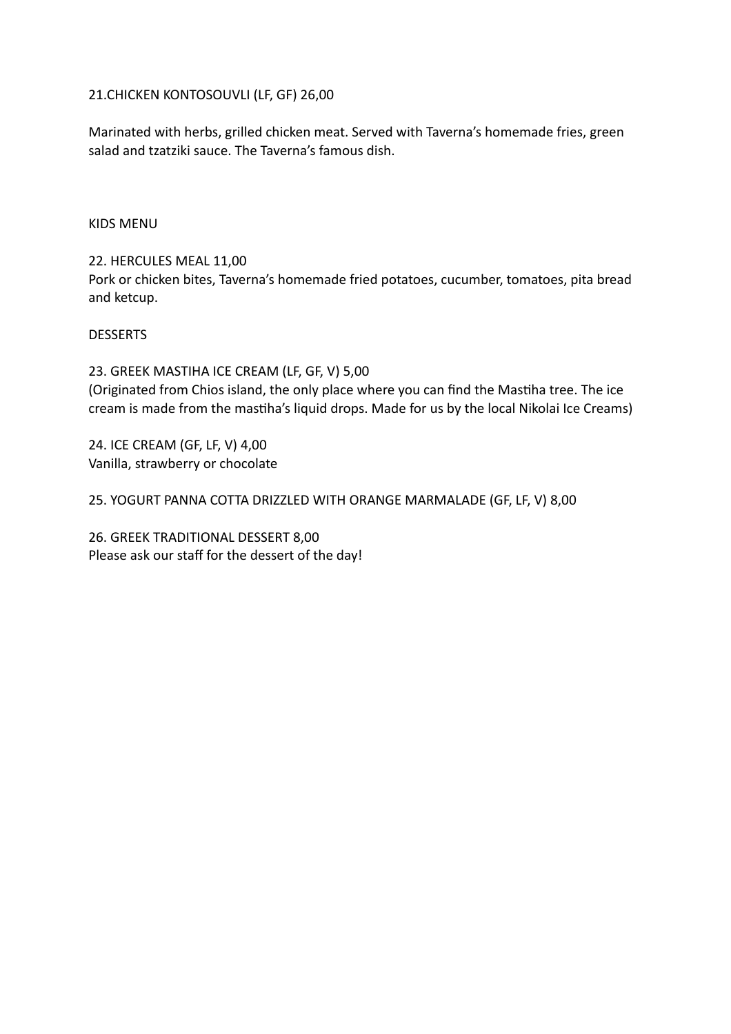21.CHICKEN KONTOSOUVLI (LF, GF) 26,00

Marinated with herbs, grilled chicken meat. Served with Taverna's homemade fries, green salad and tzatziki sauce. The Taverna's famous dish.

## KIDS MENU

22. HERCULES MEAL 11,00
Pork or chicken bites, Taverna's homemade fried potatoes, cucumber, tomatoes, pita bread and ketcup.

## DESSERTS

23. GREEK MASTIHA ICE CREAM (LF, GF, V) 5,00
(Originated from Chios island, the only place where you can find the Mastiha tree. The ice cream is made from the mastiha's liquid drops. Made for us by the local Nikolai Ice Creams)

24. ICE CREAM (GF, LF, V) 4,00
Vanilla, strawberry or chocolate

25. YOGURT PANNA COTTA DRIZZLED WITH ORANGE MARMALADE (GF, LF, V) 8,00

26. GREEK TRADITIONAL DESSERT 8,00
Please ask our staff for the dessert of the day!